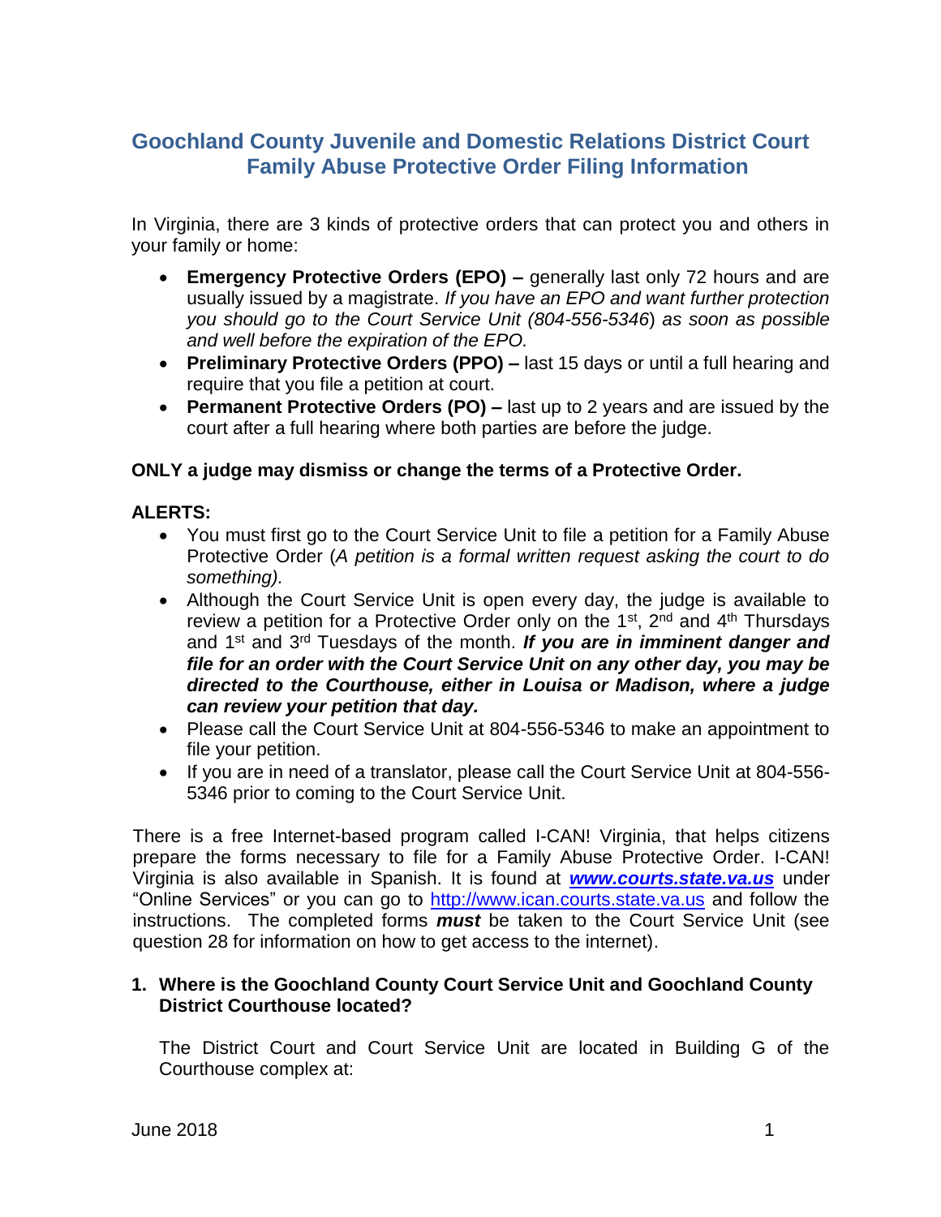# Goochland County Juvenile and Domestic Relations District Court Family Abuse Protective Order Filing Information

In Virginia, there are 3 kinds of protective orders that can protect you and others in your family or home:

- **Emergency Protective Orders (EPO) –** generally last only 72 hours and are usually issued by a magistrate. *If you have an EPO and want further protection you should go to the Court Service Unit (804-556-5346) as soon as possible and well before the expiration of the EPO.*
- **Preliminary Protective Orders (PPO) –** last 15 days or until a full hearing and require that you file a petition at court.
- **Permanent Protective Orders (PO) –** last up to 2 years and are issued by the court after a full hearing where both parties are before the judge.

**ONLY a judge may dismiss or change the terms of a Protective Order.**

**ALERTS:**

- You must first go to the Court Service Unit to file a petition for a Family Abuse Protective Order (*A petition is a formal written request asking the court to do something).*
- Although the Court Service Unit is open every day, the judge is available to review a petition for a Protective Order only on the 1st, 2nd and 4th Thursdays and 1st and 3rd Tuesdays of the month. ***If you are in imminent danger and file for an order with the Court Service Unit on any other day, you may be directed to the Courthouse, either in Louisa or Madison, where a judge can review your petition that day.***
- Please call the Court Service Unit at 804-556-5346 to make an appointment to file your petition.
- If you are in need of a translator, please call the Court Service Unit at 804-556-5346 prior to coming to the Court Service Unit.

There is a free Internet-based program called I-CAN! Virginia, that helps citizens prepare the forms necessary to file for a Family Abuse Protective Order. I-CAN! Virginia is also available in Spanish. It is found at ***www.courts.state.va.us*** under "Online Services" or you can go to http://www.ican.courts.state.va.us and follow the instructions. The completed forms ***must*** be taken to the Court Service Unit (see question 28 for information on how to get access to the internet).

**1. Where is the Goochland County Court Service Unit and Goochland County District Courthouse located?**

The District Court and Court Service Unit are located in Building G of the Courthouse complex at: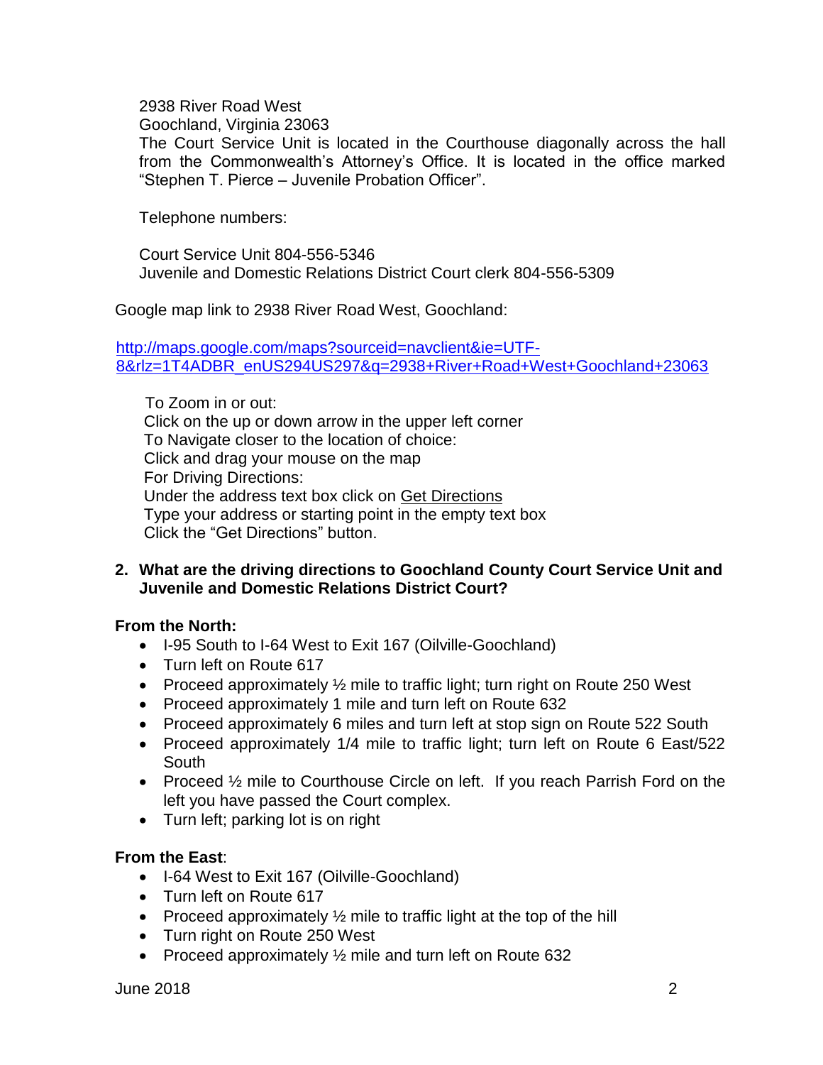2938 River Road West
Goochland, Virginia 23063
The Court Service Unit is located in the Courthouse diagonally across the hall from the Commonwealth's Attorney's Office. It is located in the office marked "Stephen T. Pierce – Juvenile Probation Officer".

Telephone numbers:

Court Service Unit 804-556-5346
Juvenile and Domestic Relations District Court clerk 804-556-5309

Google map link to 2938 River Road West, Goochland:

[http://maps.google.com/maps?sourceid=navclient&ie=UTF-8&rlz=1T4ADBR_enUS294US297&q=2938+River+Road+West+Goochland+23063](http://maps.google.com/maps?sourceid=navclient&ie=UTF-8&rlz=1T4ADBR_enUS294US297&q=2938+River+Road+West+Goochland+23063)

To Zoom in or out:
Click on the up or down arrow in the upper left corner
To Navigate closer to the location of choice:
Click and drag your mouse on the map
For Driving Directions:
Under the address text box click on Get Directions
Type your address or starting point in the empty text box
Click the "Get Directions" button.

**2. What are the driving directions to Goochland County Court Service Unit and Juvenile and Domestic Relations District Court?**

**From the North:**

- I-95 South to I-64 West to Exit 167 (Oilville-Goochland)
- Turn left on Route 617
- Proceed approximately ½ mile to traffic light; turn right on Route 250 West
- Proceed approximately 1 mile and turn left on Route 632
- Proceed approximately 6 miles and turn left at stop sign on Route 522 South
- Proceed approximately 1/4 mile to traffic light; turn left on Route 6 East/522 South
- Proceed ½ mile to Courthouse Circle on left. If you reach Parrish Ford on the left you have passed the Court complex.
- Turn left; parking lot is on right

**From the East**:

- I-64 West to Exit 167 (Oilville-Goochland)
- Turn left on Route 617
- Proceed approximately ½ mile to traffic light at the top of the hill
- Turn right on Route 250 West
- Proceed approximately ½ mile and turn left on Route 632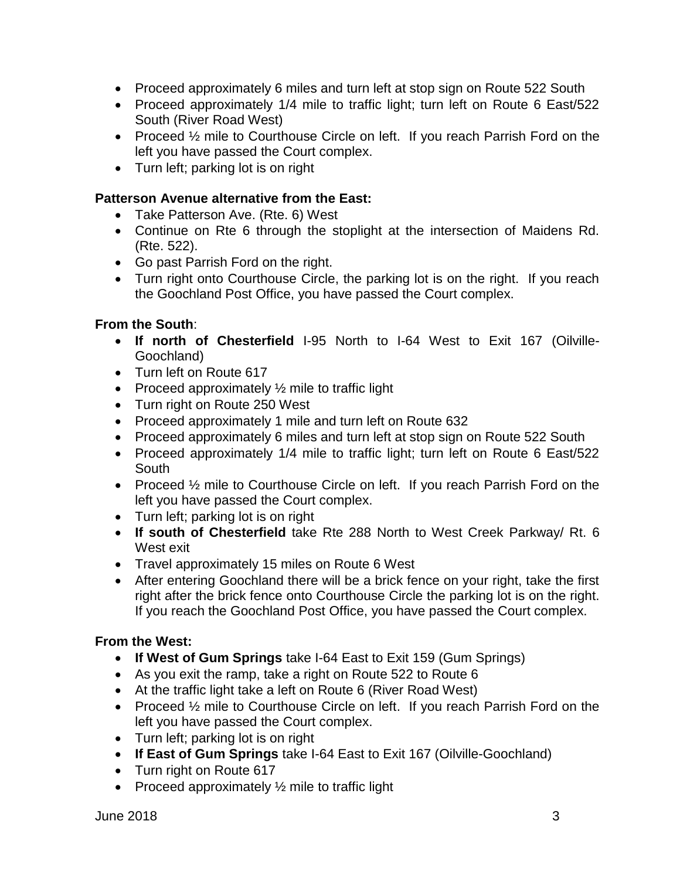- Proceed approximately 6 miles and turn left at stop sign on Route 522 South
- Proceed approximately 1/4 mile to traffic light; turn left on Route 6 East/522 South (River Road West)
- Proceed ½ mile to Courthouse Circle on left. If you reach Parrish Ford on the left you have passed the Court complex.
- Turn left; parking lot is on right

**Patterson Avenue alternative from the East:**

- Take Patterson Ave. (Rte. 6) West
- Continue on Rte 6 through the stoplight at the intersection of Maidens Rd. (Rte. 522).
- Go past Parrish Ford on the right.
- Turn right onto Courthouse Circle, the parking lot is on the right. If you reach the Goochland Post Office, you have passed the Court complex.

**From the South**:

- **If north of Chesterfield** I-95 North to I-64 West to Exit 167 (Oilville-Goochland)
- Turn left on Route 617
- Proceed approximately ½ mile to traffic light
- Turn right on Route 250 West
- Proceed approximately 1 mile and turn left on Route 632
- Proceed approximately 6 miles and turn left at stop sign on Route 522 South
- Proceed approximately 1/4 mile to traffic light; turn left on Route 6 East/522 South
- Proceed ½ mile to Courthouse Circle on left. If you reach Parrish Ford on the left you have passed the Court complex.
- Turn left; parking lot is on right
- **If south of Chesterfield** take Rte 288 North to West Creek Parkway/ Rt. 6 West exit
- Travel approximately 15 miles on Route 6 West
- After entering Goochland there will be a brick fence on your right, take the first right after the brick fence onto Courthouse Circle the parking lot is on the right. If you reach the Goochland Post Office, you have passed the Court complex.

**From the West:**

- **If West of Gum Springs** take I-64 East to Exit 159 (Gum Springs)
- As you exit the ramp, take a right on Route 522 to Route 6
- At the traffic light take a left on Route 6 (River Road West)
- Proceed ½ mile to Courthouse Circle on left. If you reach Parrish Ford on the left you have passed the Court complex.
- Turn left; parking lot is on right
- **If East of Gum Springs** take I-64 East to Exit 167 (Oilville-Goochland)
- Turn right on Route 617
- Proceed approximately ½ mile to traffic light

June 2018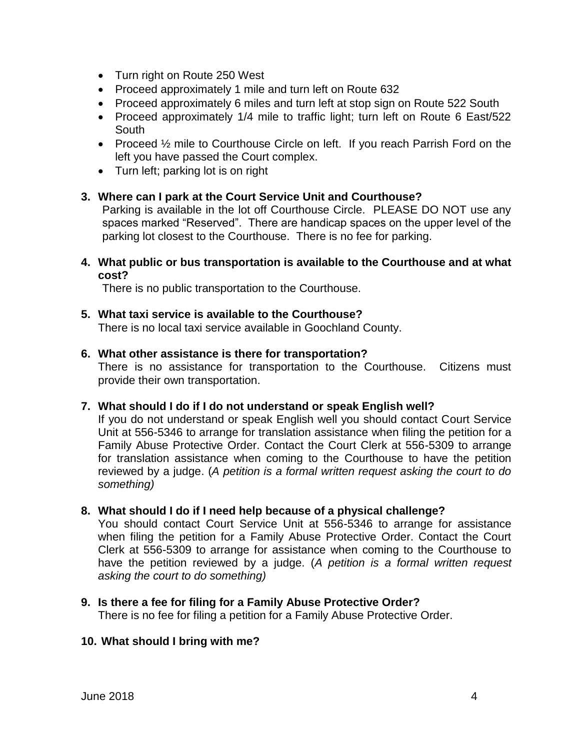- Turn right on Route 250 West
- Proceed approximately 1 mile and turn left on Route 632
- Proceed approximately 6 miles and turn left at stop sign on Route 522 South
- Proceed approximately 1/4 mile to traffic light; turn left on Route 6 East/522 South
- Proceed ½ mile to Courthouse Circle on left. If you reach Parrish Ford on the left you have passed the Court complex.
- Turn left; parking lot is on right

**3. Where can I park at the Court Service Unit and Courthouse?**

Parking is available in the lot off Courthouse Circle. PLEASE DO NOT use any spaces marked "Reserved". There are handicap spaces on the upper level of the parking lot closest to the Courthouse. There is no fee for parking.

**4. What public or bus transportation is available to the Courthouse and at what cost?**

There is no public transportation to the Courthouse.

**5. What taxi service is available to the Courthouse?**

There is no local taxi service available in Goochland County.

**6. What other assistance is there for transportation?**

There is no assistance for transportation to the Courthouse. Citizens must provide their own transportation.

**7. What should I do if I do not understand or speak English well?**

If you do not understand or speak English well you should contact Court Service Unit at 556-5346 to arrange for translation assistance when filing the petition for a Family Abuse Protective Order. Contact the Court Clerk at 556-5309 to arrange for translation assistance when coming to the Courthouse to have the petition reviewed by a judge. (*A petition is a formal written request asking the court to do something)*

**8. What should I do if I need help because of a physical challenge?**

You should contact Court Service Unit at 556-5346 to arrange for assistance when filing the petition for a Family Abuse Protective Order. Contact the Court Clerk at 556-5309 to arrange for assistance when coming to the Courthouse to have the petition reviewed by a judge. (*A petition is a formal written request asking the court to do something)*

**9. Is there a fee for filing for a Family Abuse Protective Order?**

There is no fee for filing a petition for a Family Abuse Protective Order.

**10. What should I bring with me?**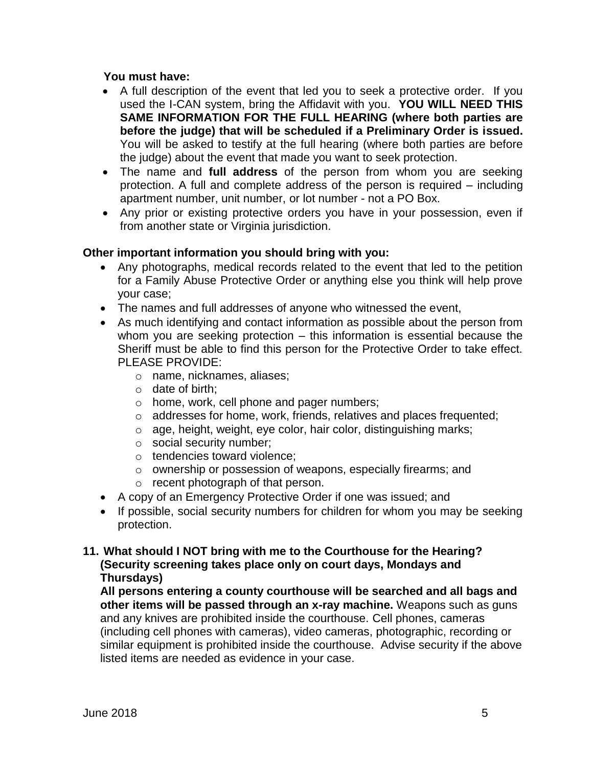**You must have:**

- A full description of the event that led you to seek a protective order. If you used the I-CAN system, bring the Affidavit with you. **YOU WILL NEED THIS SAME INFORMATION FOR THE FULL HEARING (where both parties are before the judge) that will be scheduled if a Preliminary Order is issued.** You will be asked to testify at the full hearing (where both parties are before the judge) about the event that made you want to seek protection.
- The name and **full address** of the person from whom you are seeking protection. A full and complete address of the person is required – including apartment number, unit number, or lot number - not a PO Box.
- Any prior or existing protective orders you have in your possession, even if from another state or Virginia jurisdiction.

**Other important information you should bring with you:**

- Any photographs, medical records related to the event that led to the petition for a Family Abuse Protective Order or anything else you think will help prove your case;
- The names and full addresses of anyone who witnessed the event,
- As much identifying and contact information as possible about the person from whom you are seeking protection – this information is essential because the Sheriff must be able to find this person for the Protective Order to take effect. PLEASE PROVIDE:
  - name, nicknames, aliases;
  - date of birth;
  - home, work, cell phone and pager numbers;
  - addresses for home, work, friends, relatives and places frequented;
  - age, height, weight, eye color, hair color, distinguishing marks;
  - social security number;
  - tendencies toward violence;
  - ownership or possession of weapons, especially firearms; and
  - recent photograph of that person.
- A copy of an Emergency Protective Order if one was issued; and
- If possible, social security numbers for children for whom you may be seeking protection.

**11. What should I NOT bring with me to the Courthouse for the Hearing? (Security screening takes place only on court days, Mondays and Thursdays)**

**All persons entering a county courthouse will be searched and all bags and other items will be passed through an x-ray machine.** Weapons such as guns and any knives are prohibited inside the courthouse. Cell phones, cameras (including cell phones with cameras), video cameras, photographic, recording or similar equipment is prohibited inside the courthouse. Advise security if the above listed items are needed as evidence in your case.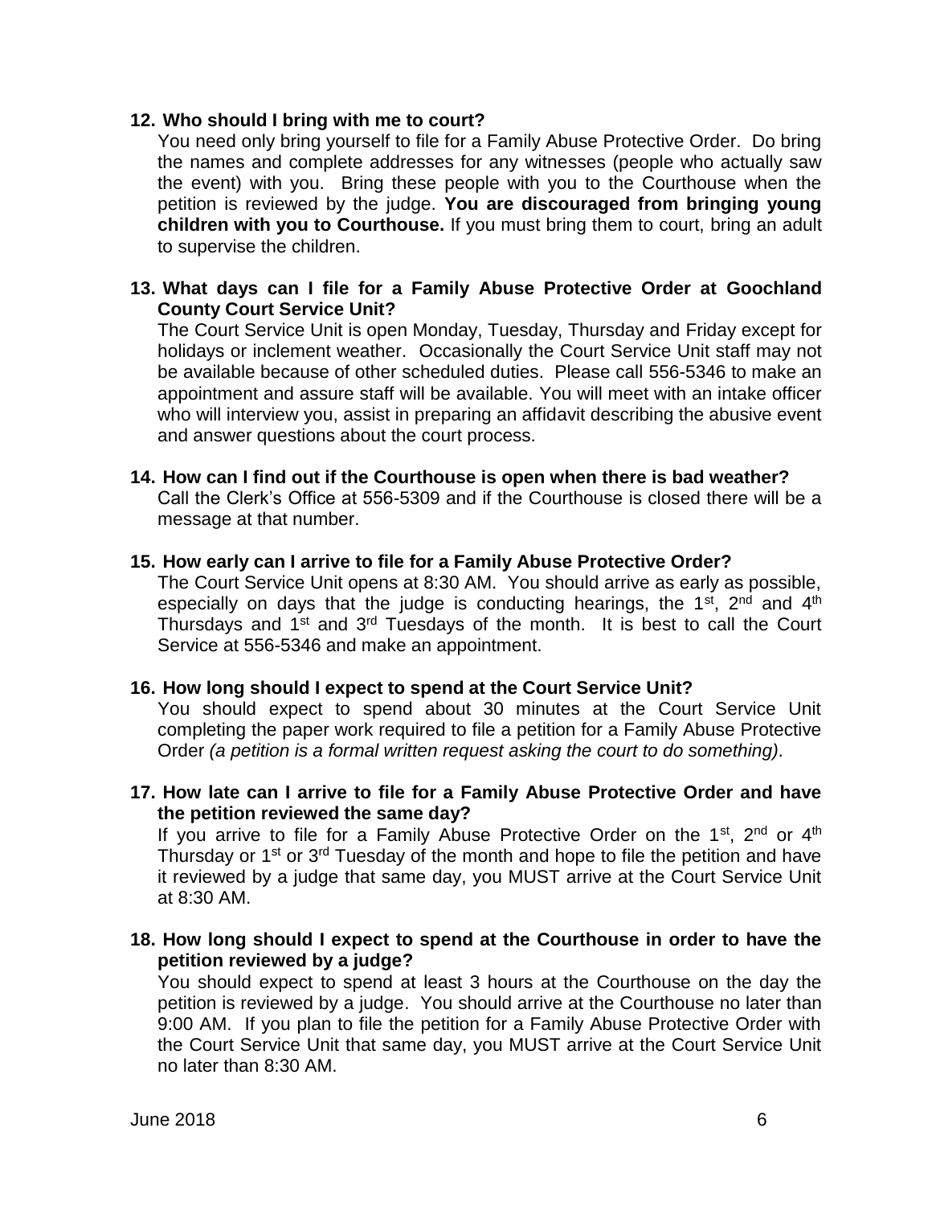**12. Who should I bring with me to court?**

You need only bring yourself to file for a Family Abuse Protective Order. Do bring the names and complete addresses for any witnesses (people who actually saw the event) with you. Bring these people with you to the Courthouse when the petition is reviewed by the judge. **You are discouraged from bringing young children with you to Courthouse.** If you must bring them to court, bring an adult to supervise the children.

**13. What days can I file for a Family Abuse Protective Order at Goochland County Court Service Unit?**

The Court Service Unit is open Monday, Tuesday, Thursday and Friday except for holidays or inclement weather. Occasionally the Court Service Unit staff may not be available because of other scheduled duties. Please call 556-5346 to make an appointment and assure staff will be available. You will meet with an intake officer who will interview you, assist in preparing an affidavit describing the abusive event and answer questions about the court process.

**14. How can I find out if the Courthouse is open when there is bad weather?**

Call the Clerk's Office at 556-5309 and if the Courthouse is closed there will be a message at that number.

**15. How early can I arrive to file for a Family Abuse Protective Order?**

The Court Service Unit opens at 8:30 AM. You should arrive as early as possible, especially on days that the judge is conducting hearings, the 1st, 2nd and 4th Thursdays and 1st and 3rd Tuesdays of the month. It is best to call the Court Service at 556-5346 and make an appointment.

**16. How long should I expect to spend at the Court Service Unit?**

You should expect to spend about 30 minutes at the Court Service Unit completing the paper work required to file a petition for a Family Abuse Protective Order *(a petition is a formal written request asking the court to do something)*.

**17. How late can I arrive to file for a Family Abuse Protective Order and have the petition reviewed the same day?**

If you arrive to file for a Family Abuse Protective Order on the 1st, 2nd or 4th Thursday or 1st or 3rd Tuesday of the month and hope to file the petition and have it reviewed by a judge that same day, you MUST arrive at the Court Service Unit at 8:30 AM.

**18. How long should I expect to spend at the Courthouse in order to have the petition reviewed by a judge?**

You should expect to spend at least 3 hours at the Courthouse on the day the petition is reviewed by a judge. You should arrive at the Courthouse no later than 9:00 AM. If you plan to file the petition for a Family Abuse Protective Order with the Court Service Unit that same day, you MUST arrive at the Court Service Unit no later than 8:30 AM.

June 2018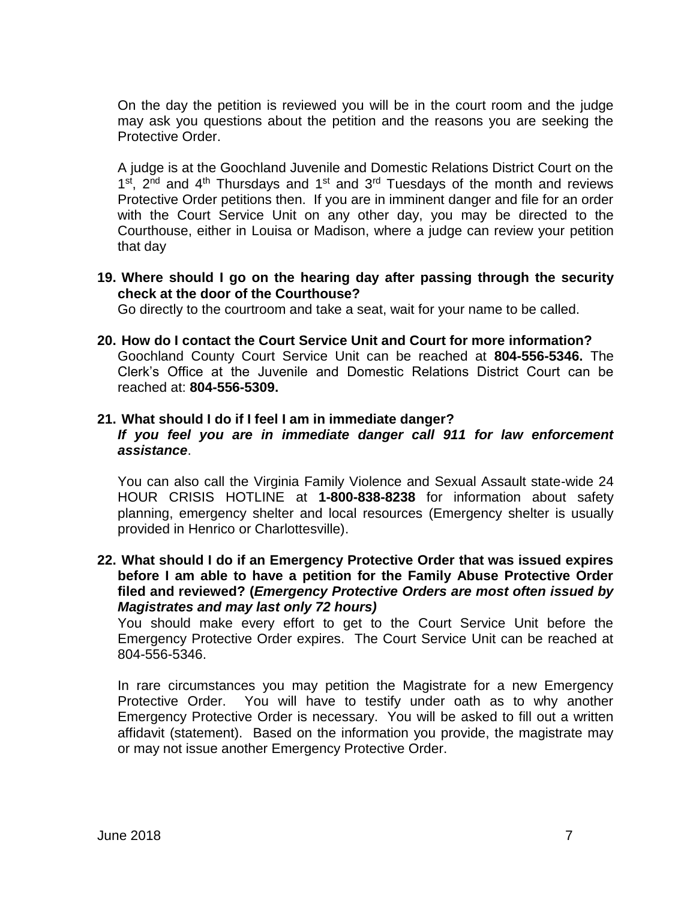On the day the petition is reviewed you will be in the court room and the judge may ask you questions about the petition and the reasons you are seeking the Protective Order.

A judge is at the Goochland Juvenile and Domestic Relations District Court on the 1st, 2nd and 4th Thursdays and 1st and 3rd Tuesdays of the month and reviews Protective Order petitions then. If you are in imminent danger and file for an order with the Court Service Unit on any other day, you may be directed to the Courthouse, either in Louisa or Madison, where a judge can review your petition that day

**19. Where should I go on the hearing day after passing through the security check at the door of the Courthouse?**

Go directly to the courtroom and take a seat, wait for your name to be called.

**20. How do I contact the Court Service Unit and Court for more information?**

Goochland County Court Service Unit can be reached at **804-556-5346.** The Clerk's Office at the Juvenile and Domestic Relations District Court can be reached at: **804-556-5309.**

**21. What should I do if I feel I am in immediate danger?**

***If you feel you are in immediate danger call 911 for law enforcement assistance***.

You can also call the Virginia Family Violence and Sexual Assault state-wide 24 HOUR CRISIS HOTLINE at **1-800-838-8238** for information about safety planning, emergency shelter and local resources (Emergency shelter is usually provided in Henrico or Charlottesville).

**22. What should I do if an Emergency Protective Order that was issued expires before I am able to have a petition for the Family Abuse Protective Order filed and reviewed? (*Emergency Protective Orders are most often issued by Magistrates and may last only 72 hours)***

You should make every effort to get to the Court Service Unit before the Emergency Protective Order expires. The Court Service Unit can be reached at 804-556-5346.

In rare circumstances you may petition the Magistrate for a new Emergency Protective Order. You will have to testify under oath as to why another Emergency Protective Order is necessary. You will be asked to fill out a written affidavit (statement). Based on the information you provide, the magistrate may or may not issue another Emergency Protective Order.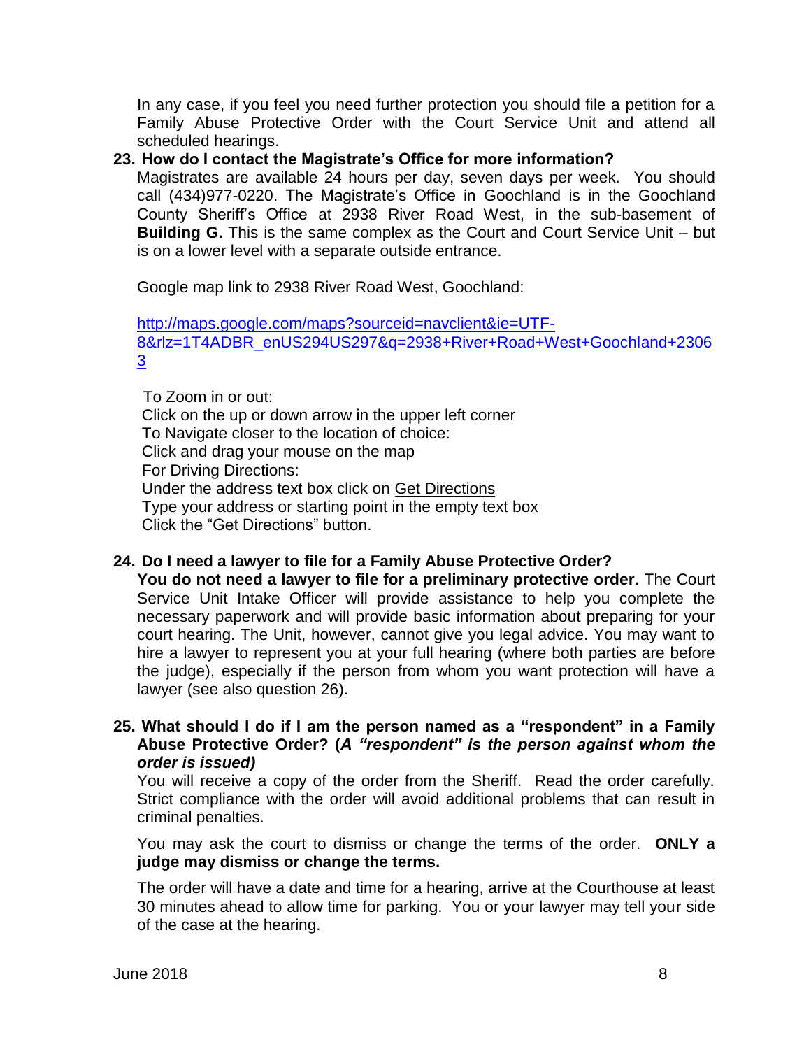In any case, if you feel you need further protection you should file a petition for a Family Abuse Protective Order with the Court Service Unit and attend all scheduled hearings.

**23. How do I contact the Magistrate's Office for more information?**

Magistrates are available 24 hours per day, seven days per week. You should call (434)977-0220. The Magistrate's Office in Goochland is in the Goochland County Sheriff's Office at 2938 River Road West, in the sub-basement of **Building G.** This is the same complex as the Court and Court Service Unit – but is on a lower level with a separate outside entrance.

Google map link to 2938 River Road West, Goochland:

[http://maps.google.com/maps?sourceid=navclient&ie=UTF-8&rlz=1T4ADBR_enUS294US297&q=2938+River+Road+West+Goochland+23063](http://maps.google.com/maps?sourceid=navclient&ie=UTF-8&rlz=1T4ADBR_enUS294US297&q=2938+River+Road+West+Goochland+23063)

To Zoom in or out:
Click on the up or down arrow in the upper left corner
To Navigate closer to the location of choice:
Click and drag your mouse on the map
For Driving Directions:
Under the address text box click on Get Directions
Type your address or starting point in the empty text box
Click the "Get Directions" button.

**24. Do I need a lawyer to file for a Family Abuse Protective Order?**

**You do not need a lawyer to file for a preliminary protective order.** The Court Service Unit Intake Officer will provide assistance to help you complete the necessary paperwork and will provide basic information about preparing for your court hearing. The Unit, however, cannot give you legal advice. You may want to hire a lawyer to represent you at your full hearing (where both parties are before the judge), especially if the person from whom you want protection will have a lawyer (see also question 26).

**25. What should I do if I am the person named as a "respondent" in a Family Abuse Protective Order? (*A "respondent" is the person against whom the order is issued)***

You will receive a copy of the order from the Sheriff. Read the order carefully. Strict compliance with the order will avoid additional problems that can result in criminal penalties.

You may ask the court to dismiss or change the terms of the order. **ONLY a judge may dismiss or change the terms.**

The order will have a date and time for a hearing, arrive at the Courthouse at least 30 minutes ahead to allow time for parking. You or your lawyer may tell your side of the case at the hearing.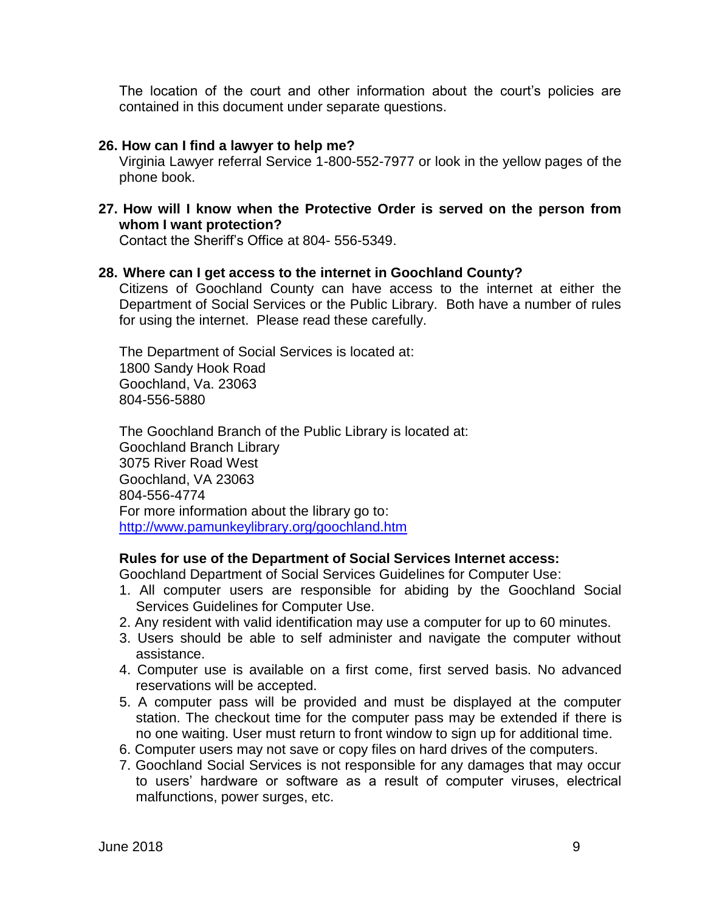The location of the court and other information about the court's policies are contained in this document under separate questions.

**26. How can I find a lawyer to help me?**

Virginia Lawyer referral Service 1-800-552-7977 or look in the yellow pages of the phone book.

**27. How will I know when the Protective Order is served on the person from whom I want protection?**

Contact the Sheriff's Office at 804- 556-5349.

**28. Where can I get access to the internet in Goochland County?**

Citizens of Goochland County can have access to the internet at either the Department of Social Services or the Public Library. Both have a number of rules for using the internet. Please read these carefully.

The Department of Social Services is located at:
1800 Sandy Hook Road
Goochland, Va. 23063
804-556-5880

The Goochland Branch of the Public Library is located at:
Goochland Branch Library
3075 River Road West
Goochland, VA 23063
804-556-4774
For more information about the library go to:
http://www.pamunkeylibrary.org/goochland.htm

**Rules for use of the Department of Social Services Internet access:**

Goochland Department of Social Services Guidelines for Computer Use:

1. All computer users are responsible for abiding by the Goochland Social Services Guidelines for Computer Use.
2. Any resident with valid identification may use a computer for up to 60 minutes.
3. Users should be able to self administer and navigate the computer without assistance.
4. Computer use is available on a first come, first served basis. No advanced reservations will be accepted.
5. A computer pass will be provided and must be displayed at the computer station. The checkout time for the computer pass may be extended if there is no one waiting. User must return to front window to sign up for additional time.
6. Computer users may not save or copy files on hard drives of the computers.
7. Goochland Social Services is not responsible for any damages that may occur to users' hardware or software as a result of computer viruses, electrical malfunctions, power surges, etc.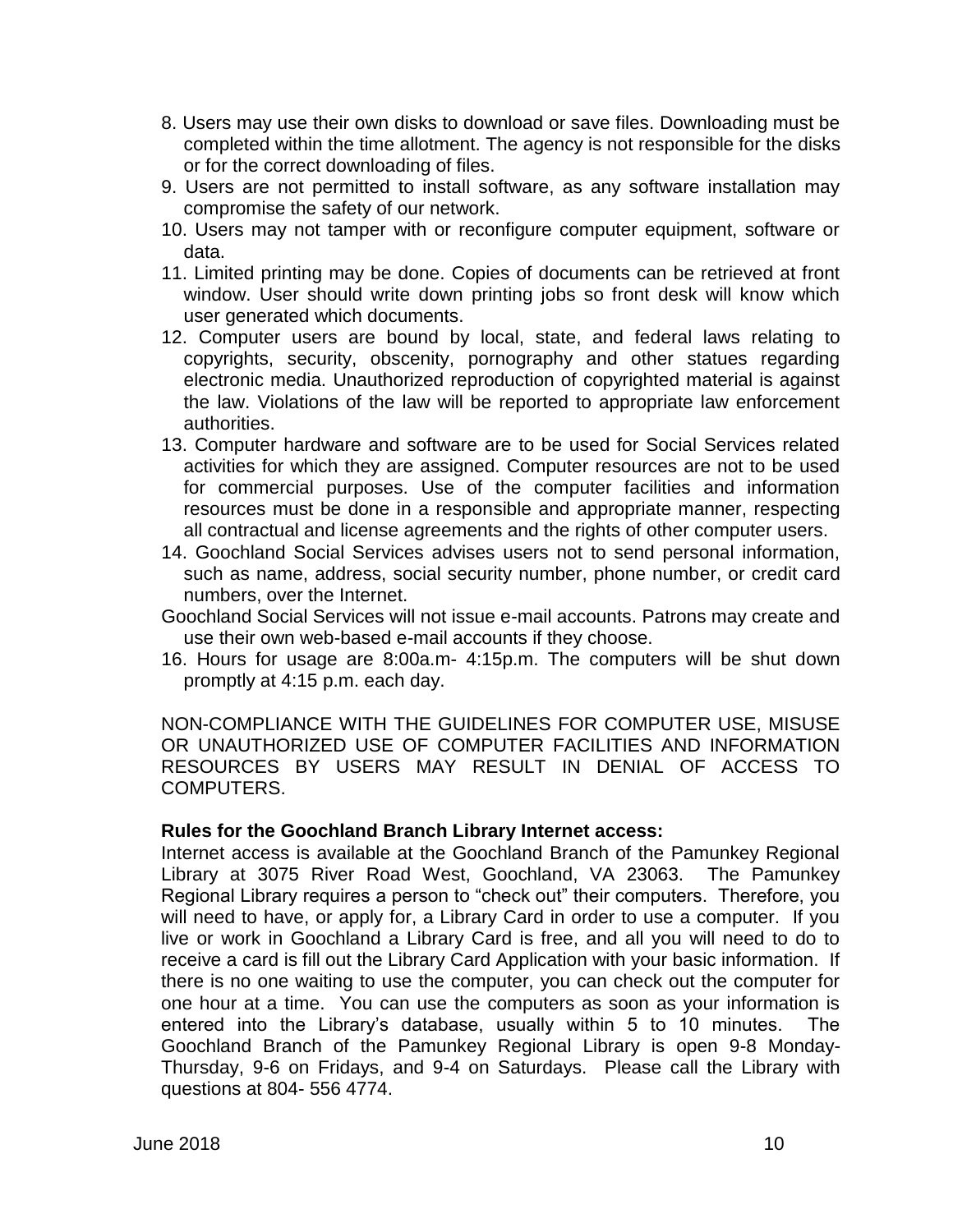8. Users may use their own disks to download or save files. Downloading must be completed within the time allotment. The agency is not responsible for the disks or for the correct downloading of files.
9. Users are not permitted to install software, as any software installation may compromise the safety of our network.
10. Users may not tamper with or reconfigure computer equipment, software or data.
11. Limited printing may be done. Copies of documents can be retrieved at front window. User should write down printing jobs so front desk will know which user generated which documents.
12. Computer users are bound by local, state, and federal laws relating to copyrights, security, obscenity, pornography and other statues regarding electronic media. Unauthorized reproduction of copyrighted material is against the law. Violations of the law will be reported to appropriate law enforcement authorities.
13. Computer hardware and software are to be used for Social Services related activities for which they are assigned. Computer resources are not to be used for commercial purposes. Use of the computer facilities and information resources must be done in a responsible and appropriate manner, respecting all contractual and license agreements and the rights of other computer users.
14. Goochland Social Services advises users not to send personal information, such as name, address, social security number, phone number, or credit card numbers, over the Internet.

Goochland Social Services will not issue e-mail accounts. Patrons may create and use their own web-based e-mail accounts if they choose.

16. Hours for usage are 8:00a.m- 4:15p.m. The computers will be shut down promptly at 4:15 p.m. each day.

NON-COMPLIANCE WITH THE GUIDELINES FOR COMPUTER USE, MISUSE OR UNAUTHORIZED USE OF COMPUTER FACILITIES AND INFORMATION RESOURCES BY USERS MAY RESULT IN DENIAL OF ACCESS TO COMPUTERS.

**Rules for the Goochland Branch Library Internet access:**

Internet access is available at the Goochland Branch of the Pamunkey Regional Library at 3075 River Road West, Goochland, VA 23063. The Pamunkey Regional Library requires a person to "check out" their computers. Therefore, you will need to have, or apply for, a Library Card in order to use a computer. If you live or work in Goochland a Library Card is free, and all you will need to do to receive a card is fill out the Library Card Application with your basic information. If there is no one waiting to use the computer, you can check out the computer for one hour at a time. You can use the computers as soon as your information is entered into the Library's database, usually within 5 to 10 minutes. The Goochland Branch of the Pamunkey Regional Library is open 9-8 Monday-Thursday, 9-6 on Fridays, and 9-4 on Saturdays. Please call the Library with questions at 804- 556 4774.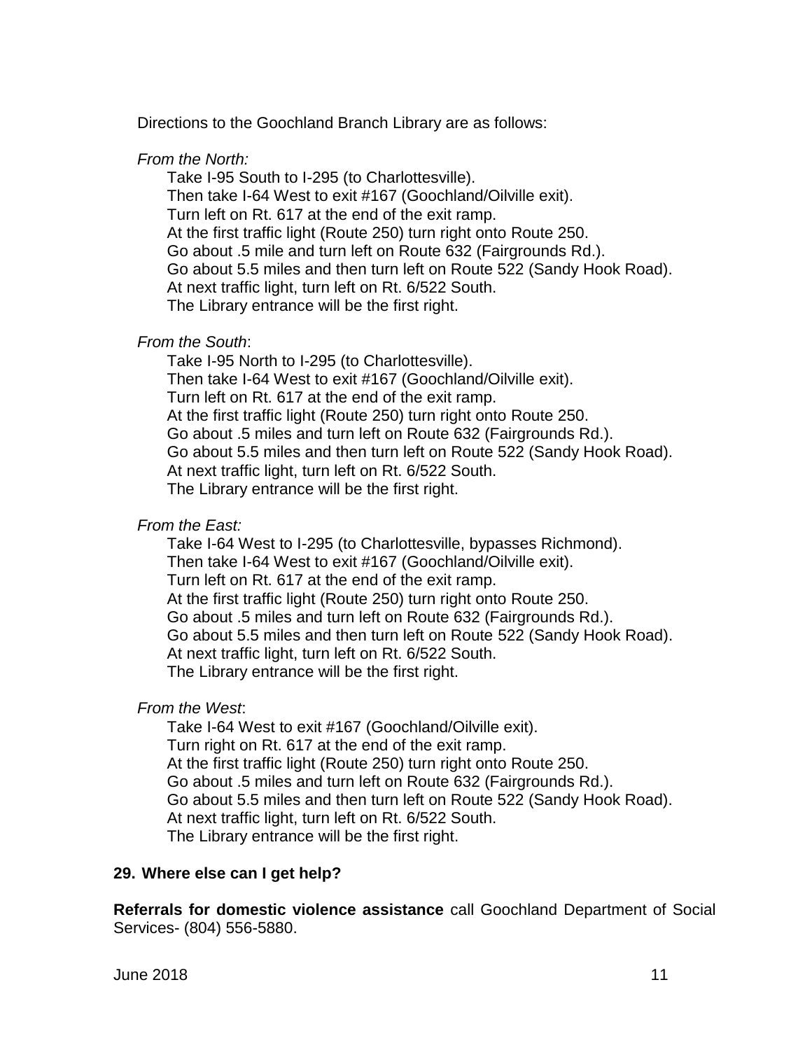Directions to the Goochland Branch Library are as follows:

*From the North:*

Take I-95 South to I-295 (to Charlottesville).
Then take I-64 West to exit #167 (Goochland/Oilville exit).
Turn left on Rt. 617 at the end of the exit ramp.
At the first traffic light (Route 250) turn right onto Route 250.
Go about .5 mile and turn left on Route 632 (Fairgrounds Rd.).
Go about 5.5 miles and then turn left on Route 522 (Sandy Hook Road).
At next traffic light, turn left on Rt. 6/522 South.
The Library entrance will be the first right.

*From the South*:

Take I-95 North to I-295 (to Charlottesville).
Then take I-64 West to exit #167 (Goochland/Oilville exit).
Turn left on Rt. 617 at the end of the exit ramp.
At the first traffic light (Route 250) turn right onto Route 250.
Go about .5 miles and turn left on Route 632 (Fairgrounds Rd.).
Go about 5.5 miles and then turn left on Route 522 (Sandy Hook Road).
At next traffic light, turn left on Rt. 6/522 South.
The Library entrance will be the first right.

*From the East:*

Take I-64 West to I-295 (to Charlottesville, bypasses Richmond).
Then take I-64 West to exit #167 (Goochland/Oilville exit).
Turn left on Rt. 617 at the end of the exit ramp.
At the first traffic light (Route 250) turn right onto Route 250.
Go about .5 miles and turn left on Route 632 (Fairgrounds Rd.).
Go about 5.5 miles and then turn left on Route 522 (Sandy Hook Road).
At next traffic light, turn left on Rt. 6/522 South.
The Library entrance will be the first right.

*From the West*:

Take I-64 West to exit #167 (Goochland/Oilville exit).
Turn right on Rt. 617 at the end of the exit ramp.
At the first traffic light (Route 250) turn right onto Route 250.
Go about .5 miles and turn left on Route 632 (Fairgrounds Rd.).
Go about 5.5 miles and then turn left on Route 522 (Sandy Hook Road).
At next traffic light, turn left on Rt. 6/522 South.
The Library entrance will be the first right.

### 29. Where else can I get help?

**Referrals for domestic violence assistance** call Goochland Department of Social Services- (804) 556-5880.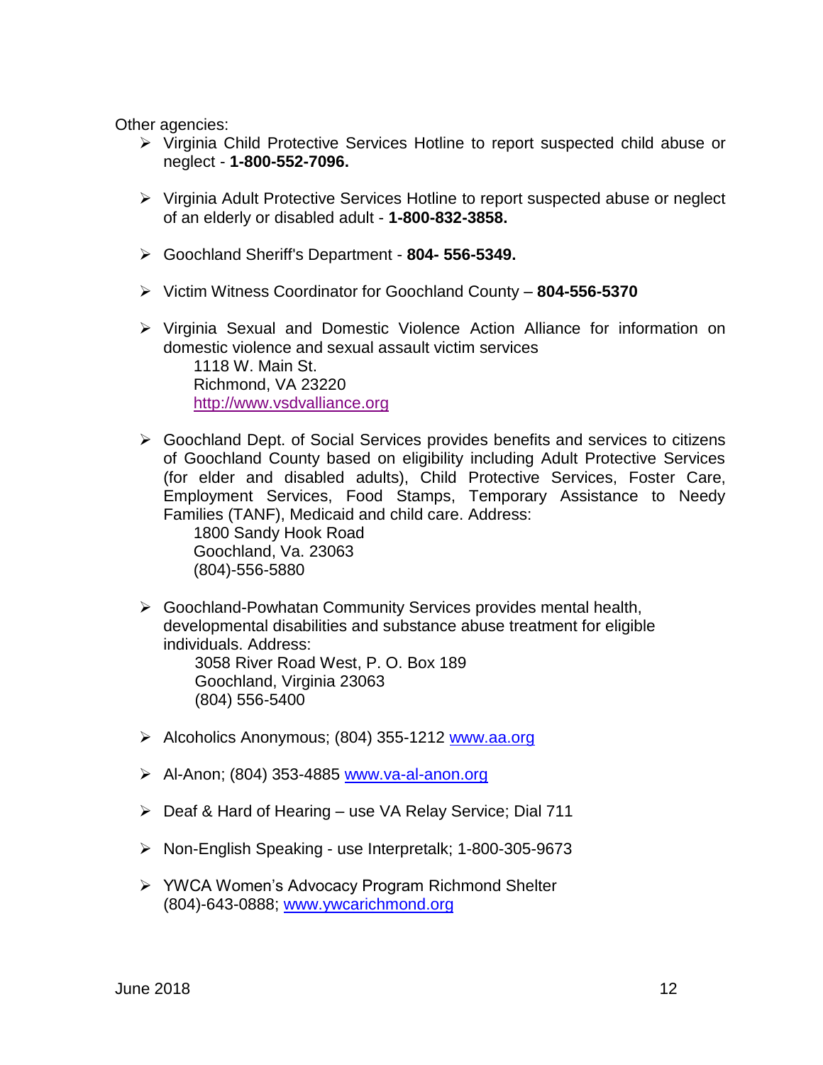Other agencies:

- Virginia Child Protective Services Hotline to report suspected child abuse or neglect - **1-800-552-7096.**

- Virginia Adult Protective Services Hotline to report suspected abuse or neglect of an elderly or disabled adult - **1-800-832-3858.**

- Goochland Sheriff's Department - **804- 556-5349.**

- Victim Witness Coordinator for Goochland County – **804-556-5370**

- Virginia Sexual and Domestic Violence Action Alliance for information on domestic violence and sexual assault victim services
  1118 W. Main St.
  Richmond, VA 23220
  http://www.vsdvalliance.org

- Goochland Dept. of Social Services provides benefits and services to citizens of Goochland County based on eligibility including Adult Protective Services (for elder and disabled adults), Child Protective Services, Foster Care, Employment Services, Food Stamps, Temporary Assistance to Needy Families (TANF), Medicaid and child care. Address:
  1800 Sandy Hook Road
  Goochland, Va. 23063
  (804)-556-5880

- Goochland-Powhatan Community Services provides mental health, developmental disabilities and substance abuse treatment for eligible individuals. Address:
  3058 River Road West, P. O. Box 189
  Goochland, Virginia 23063
  (804) 556-5400

- Alcoholics Anonymous; (804) 355-1212 www.aa.org

- Al-Anon; (804) 353-4885 www.va-al-anon.org

- Deaf & Hard of Hearing – use VA Relay Service; Dial 711

- Non-English Speaking - use Interpretalk; 1-800-305-9673

- YWCA Women's Advocacy Program Richmond Shelter
  (804)-643-0888; www.ywcarichmond.org

June 2018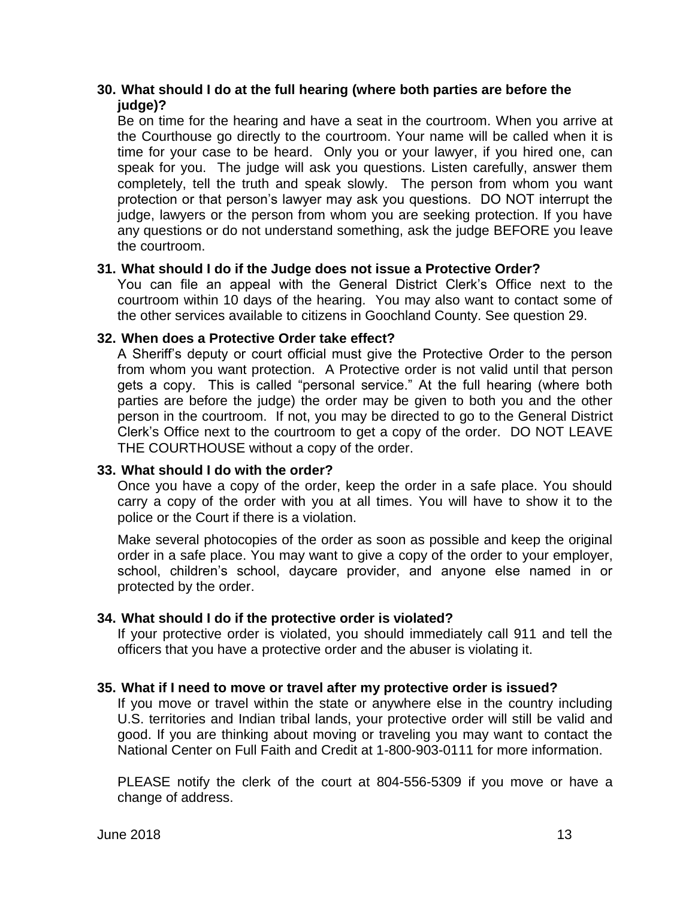**30. What should I do at the full hearing (where both parties are before the judge)?**

Be on time for the hearing and have a seat in the courtroom. When you arrive at the Courthouse go directly to the courtroom. Your name will be called when it is time for your case to be heard. Only you or your lawyer, if you hired one, can speak for you. The judge will ask you questions. Listen carefully, answer them completely, tell the truth and speak slowly. The person from whom you want protection or that person's lawyer may ask you questions. DO NOT interrupt the judge, lawyers or the person from whom you are seeking protection. If you have any questions or do not understand something, ask the judge BEFORE you leave the courtroom.

**31. What should I do if the Judge does not issue a Protective Order?**

You can file an appeal with the General District Clerk's Office next to the courtroom within 10 days of the hearing. You may also want to contact some of the other services available to citizens in Goochland County. See question 29.

**32. When does a Protective Order take effect?**

A Sheriff's deputy or court official must give the Protective Order to the person from whom you want protection. A Protective order is not valid until that person gets a copy. This is called "personal service." At the full hearing (where both parties are before the judge) the order may be given to both you and the other person in the courtroom. If not, you may be directed to go to the General District Clerk's Office next to the courtroom to get a copy of the order. DO NOT LEAVE THE COURTHOUSE without a copy of the order.

**33. What should I do with the order?**

Once you have a copy of the order, keep the order in a safe place. You should carry a copy of the order with you at all times. You will have to show it to the police or the Court if there is a violation.

Make several photocopies of the order as soon as possible and keep the original order in a safe place. You may want to give a copy of the order to your employer, school, children's school, daycare provider, and anyone else named in or protected by the order.

**34. What should I do if the protective order is violated?**

If your protective order is violated, you should immediately call 911 and tell the officers that you have a protective order and the abuser is violating it.

**35. What if I need to move or travel after my protective order is issued?**

If you move or travel within the state or anywhere else in the country including U.S. territories and Indian tribal lands, your protective order will still be valid and good. If you are thinking about moving or traveling you may want to contact the National Center on Full Faith and Credit at 1-800-903-0111 for more information.

PLEASE notify the clerk of the court at 804-556-5309 if you move or have a change of address.

June 2018